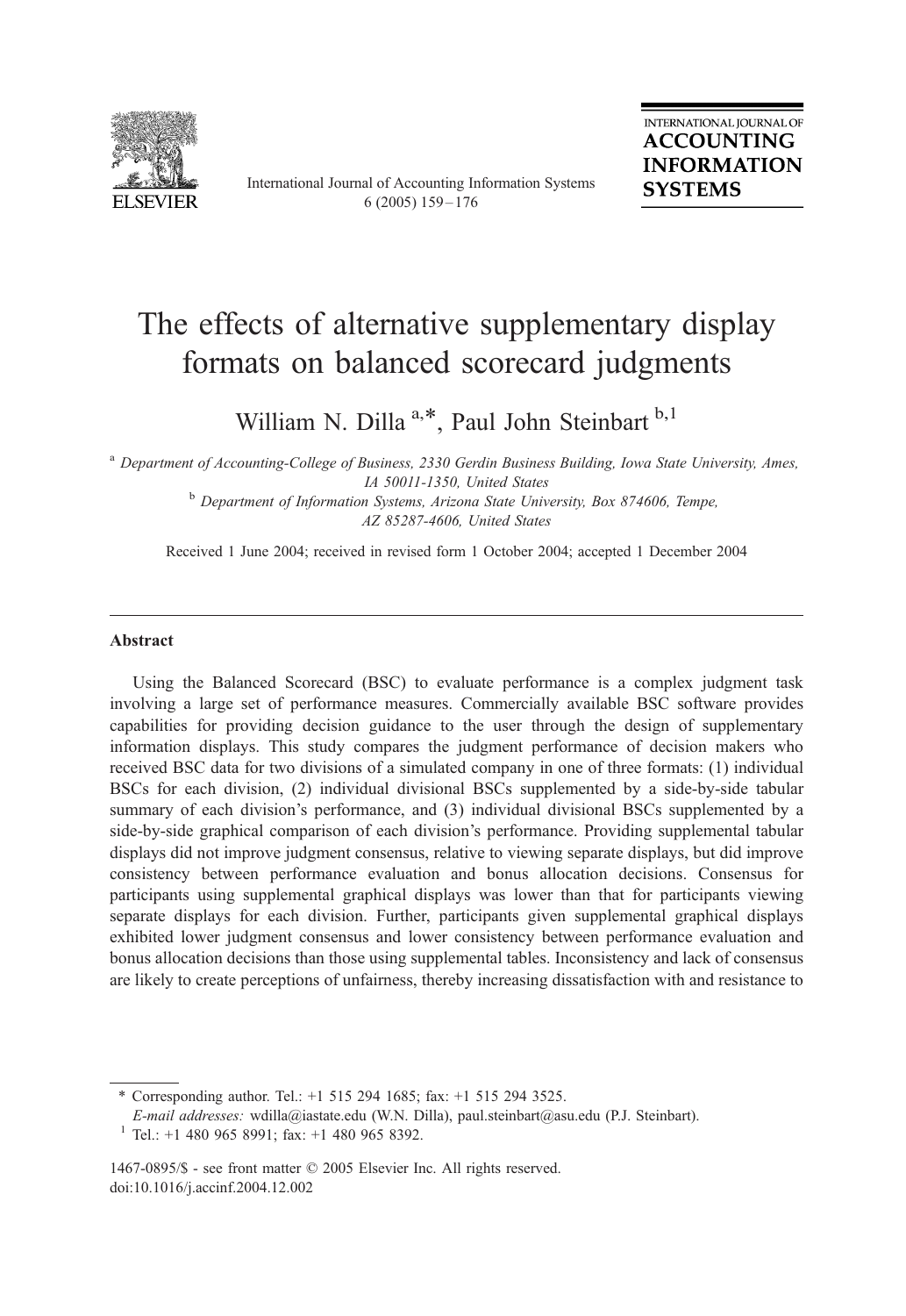# The effects of alternative supplementary display formats on balanced scorecard judgments

William N. Dilla [a,*], Paul John Steinbart [b,1]

[a] *Department of Accounting-College of Business, 2330 Gerdin Business Building, Iowa State University, Ames, IA 50011-1350, United States*

[b] *Department of Information Systems, Arizona State University, Box 874606, Tempe, AZ 85287-4606, United States*

Received 1 June 2004; received in revised form 1 October 2004; accepted 1 December 2004

---

## Abstract

Using the Balanced Scorecard (BSC) to evaluate performance is a complex judgment task involving a large set of performance measures. Commercially available BSC software provides capabilities for providing decision guidance to the user through the design of supplementary information displays. This study compares the judgment performance of decision makers who received BSC data for two divisions of a simulated company in one of three formats: (1) individual BSCs for each division, (2) individual divisional BSCs supplemented by a side-by-side tabular summary of each division's performance, and (3) individual divisional BSCs supplemented by a side-by-side graphical comparison of each division's performance. Providing supplemental tabular displays did not improve judgment consensus, relative to viewing separate displays, but did improve consistency between performance evaluation and bonus allocation decisions. Consensus for participants using supplemental graphical displays was lower than that for participants viewing separate displays for each division. Further, participants given supplemental graphical displays exhibited lower judgment consensus and lower consistency between performance evaluation and bonus allocation decisions than those using supplemental tables. Inconsistency and lack of consensus are likely to create perceptions of unfairness, thereby increasing dissatisfaction with and resistance to

---

\* Corresponding author. Tel.: +1 515 294 1685; fax: +1 515 294 3525.

*E-mail addresses:* wdilla@iastate.edu (W.N. Dilla), paul.steinbart@asu.edu (P.J. Steinbart).

[1] Tel.: +1 480 965 8991; fax: +1 480 965 8392.

1467-0895/$ - see front matter © 2005 Elsevier Inc. All rights reserved.
doi:10.1016/j.accinf.2004.12.002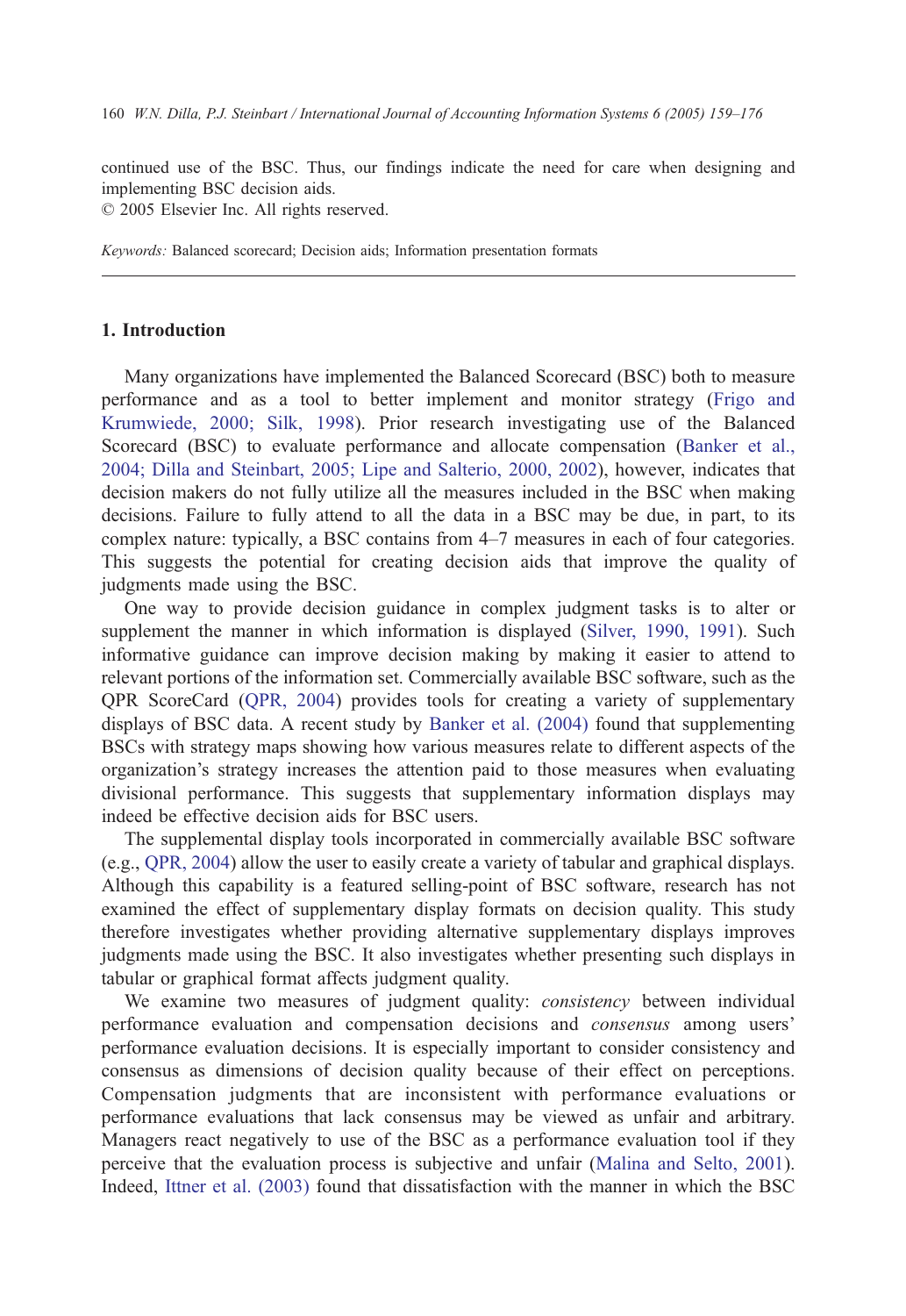continued use of the BSC. Thus, our findings indicate the need for care when designing and implementing BSC decision aids.
© 2005 Elsevier Inc. All rights reserved.

*Keywords:* Balanced scorecard; Decision aids; Information presentation formats

## 1. Introduction

Many organizations have implemented the Balanced Scorecard (BSC) both to measure performance and as a tool to better implement and monitor strategy (Frigo and Krumwiede, 2000; Silk, 1998). Prior research investigating use of the Balanced Scorecard (BSC) to evaluate performance and allocate compensation (Banker et al., 2004; Dilla and Steinbart, 2005; Lipe and Salterio, 2000, 2002), however, indicates that decision makers do not fully utilize all the measures included in the BSC when making decisions. Failure to fully attend to all the data in a BSC may be due, in part, to its complex nature: typically, a BSC contains from 4–7 measures in each of four categories. This suggests the potential for creating decision aids that improve the quality of judgments made using the BSC.

One way to provide decision guidance in complex judgment tasks is to alter or supplement the manner in which information is displayed (Silver, 1990, 1991). Such informative guidance can improve decision making by making it easier to attend to relevant portions of the information set. Commercially available BSC software, such as the QPR ScoreCard (QPR, 2004) provides tools for creating a variety of supplementary displays of BSC data. A recent study by Banker et al. (2004) found that supplementing BSCs with strategy maps showing how various measures relate to different aspects of the organization's strategy increases the attention paid to those measures when evaluating divisional performance. This suggests that supplementary information displays may indeed be effective decision aids for BSC users.

The supplemental display tools incorporated in commercially available BSC software (e.g., QPR, 2004) allow the user to easily create a variety of tabular and graphical displays. Although this capability is a featured selling-point of BSC software, research has not examined the effect of supplementary display formats on decision quality. This study therefore investigates whether providing alternative supplementary displays improves judgments made using the BSC. It also investigates whether presenting such displays in tabular or graphical format affects judgment quality.

We examine two measures of judgment quality: *consistency* between individual performance evaluation and compensation decisions and *consensus* among users' performance evaluation decisions. It is especially important to consider consistency and consensus as dimensions of decision quality because of their effect on perceptions. Compensation judgments that are inconsistent with performance evaluations or performance evaluations that lack consensus may be viewed as unfair and arbitrary. Managers react negatively to use of the BSC as a performance evaluation tool if they perceive that the evaluation process is subjective and unfair (Malina and Selto, 2001). Indeed, Ittner et al. (2003) found that dissatisfaction with the manner in which the BSC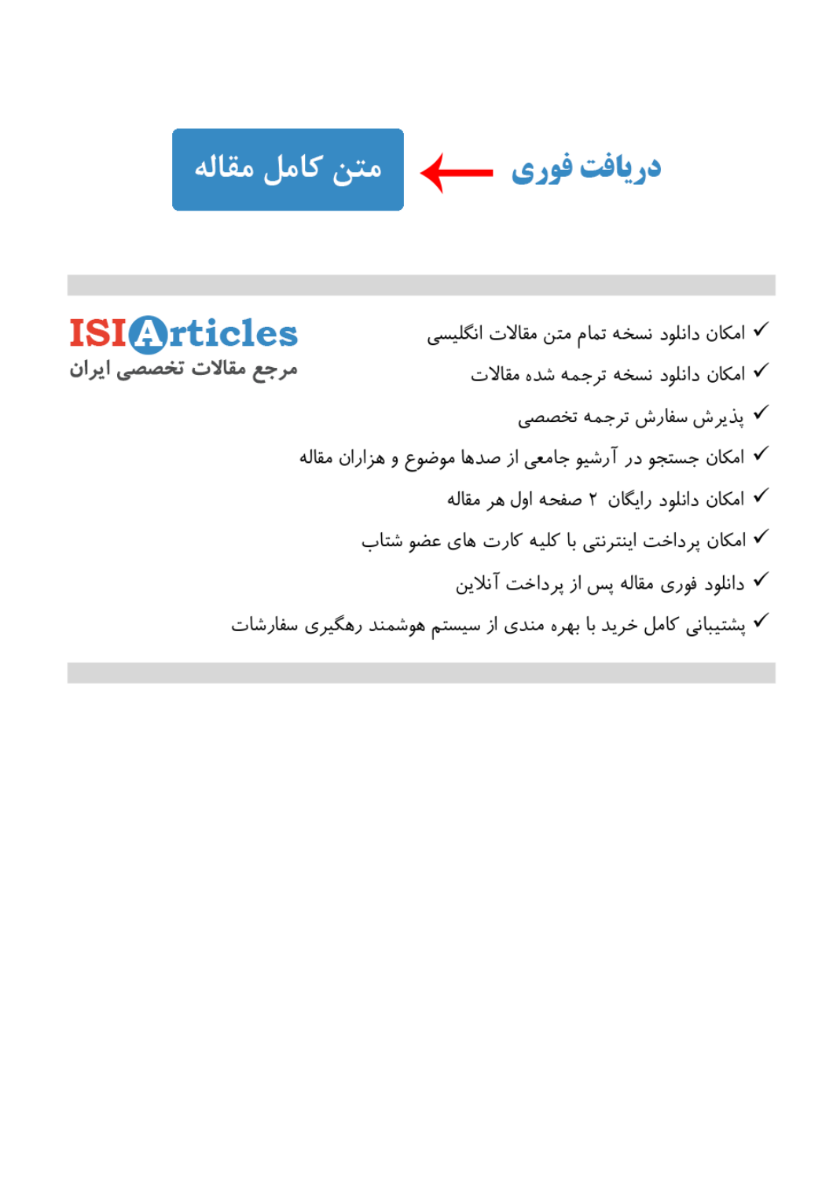دریافت فوری ← متن کامل مقاله

**ISIArticles**
مرجع مقالات تخصصی ایران

- ✓ امکان دانلود نسخه تمام متن مقالات انگلیسی
- ✓ امکان دانلود نسخه ترجمه شده مقالات
- ✓ پذیرش سفارش ترجمه تخصصی
- ✓ امکان جستجو در آرشیو جامعی از صدها موضوع و هزاران مقاله
- ✓ امکان دانلود رایگان ۲ صفحه اول هر مقاله
- ✓ امکان پرداخت اینترنتی با کلیه کارت های عضو شتاب
- ✓ دانلود فوری مقاله پس از پرداخت آنلاین
- ✓ پشتیبانی کامل خرید با بهره مندی از سیستم هوشمند رهگیری سفارشات